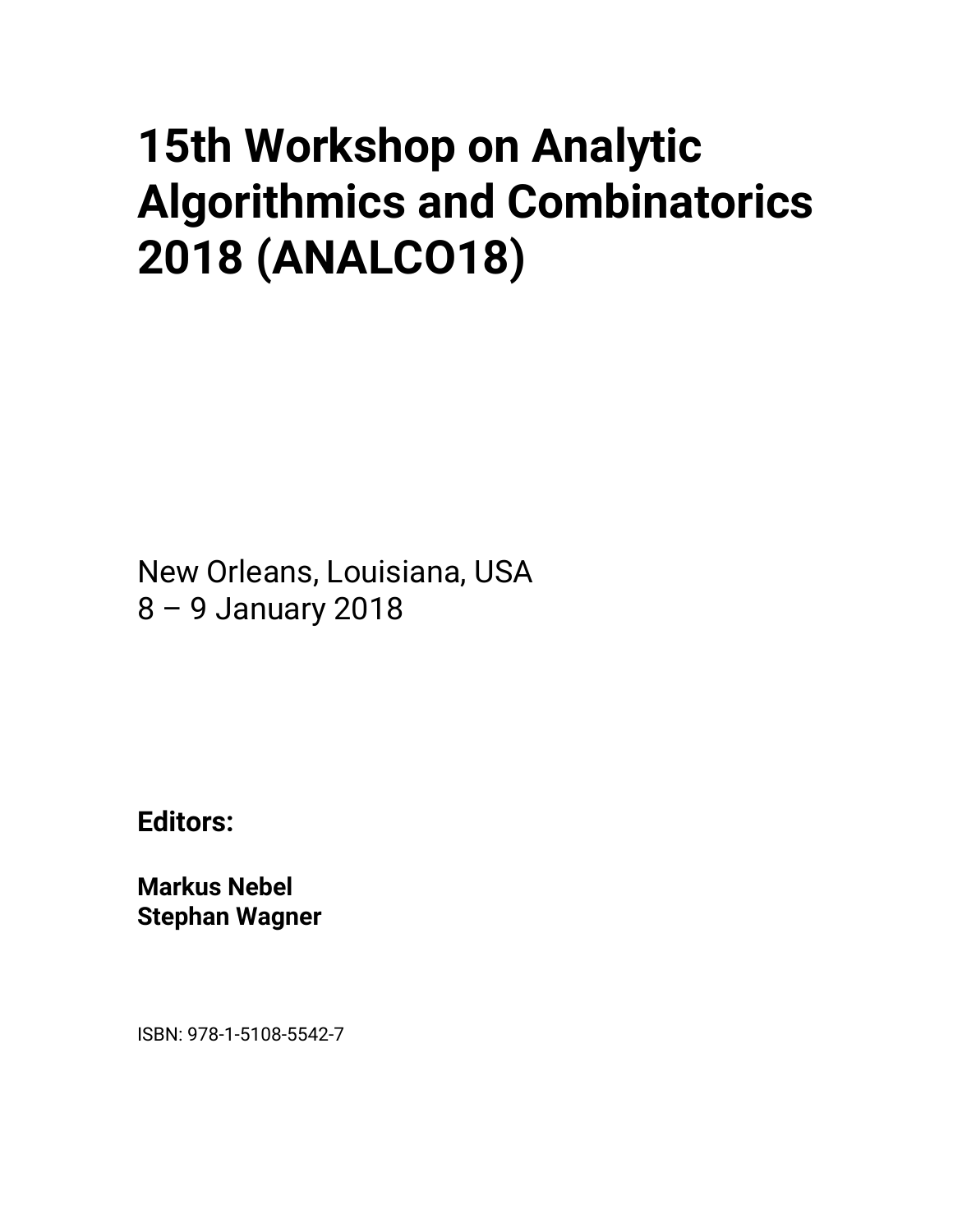# 15th Workshop on Analytic Algorithmics and Combinatorics 2018 (ANALCO18)

New Orleans, Louisiana, USA
8 – 9 January 2018

**Editors:**

**Markus Nebel**
**Stephan Wagner**

ISBN: 978-1-5108-5542-7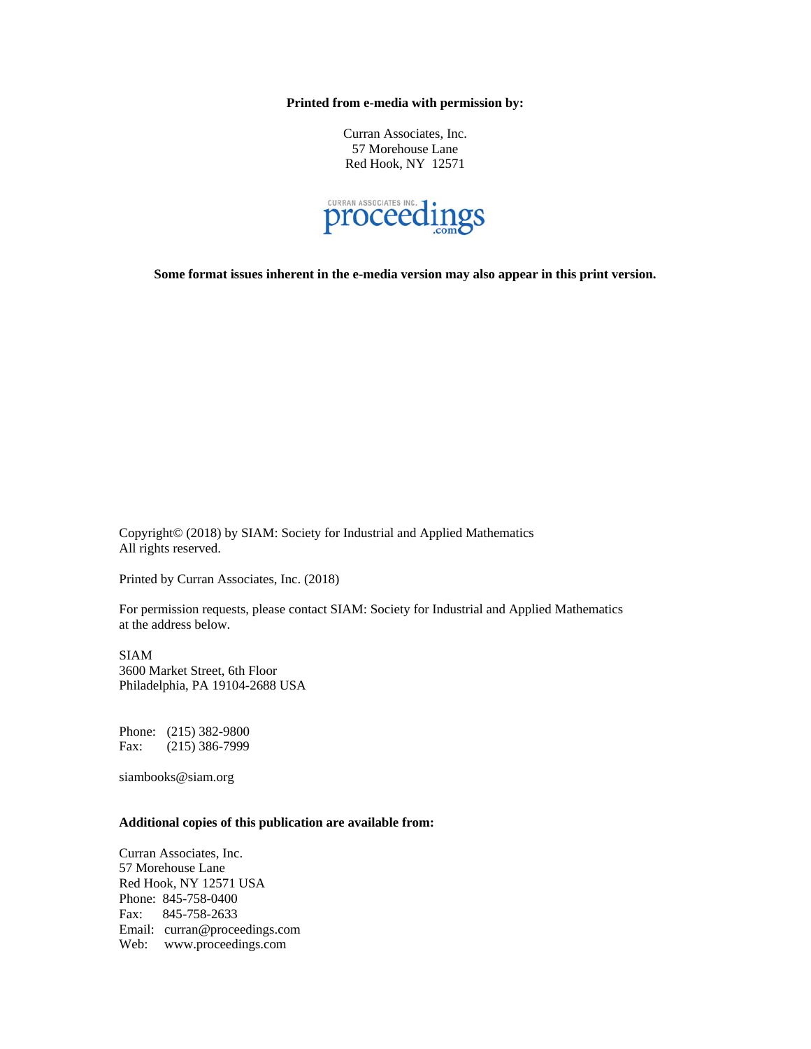**Printed from e-media with permission by:**

Curran Associates, Inc.
57 Morehouse Lane
Red Hook, NY 12571

CURRAN ASSOCIATES INC. proceedings.com

**Some format issues inherent in the e-media version may also appear in this print version.**

Copyright© (2018) by SIAM: Society for Industrial and Applied Mathematics
All rights reserved.

Printed by Curran Associates, Inc. (2018)

For permission requests, please contact SIAM: Society for Industrial and Applied Mathematics at the address below.

SIAM
3600 Market Street, 6th Floor
Philadelphia, PA 19104-2688 USA

Phone: (215) 382-9800
Fax: (215) 386-7999

siambooks@siam.org

**Additional copies of this publication are available from:**

Curran Associates, Inc.
57 Morehouse Lane
Red Hook, NY 12571 USA
Phone: 845-758-0400
Fax: 845-758-2633
Email: curran@proceedings.com
Web: www.proceedings.com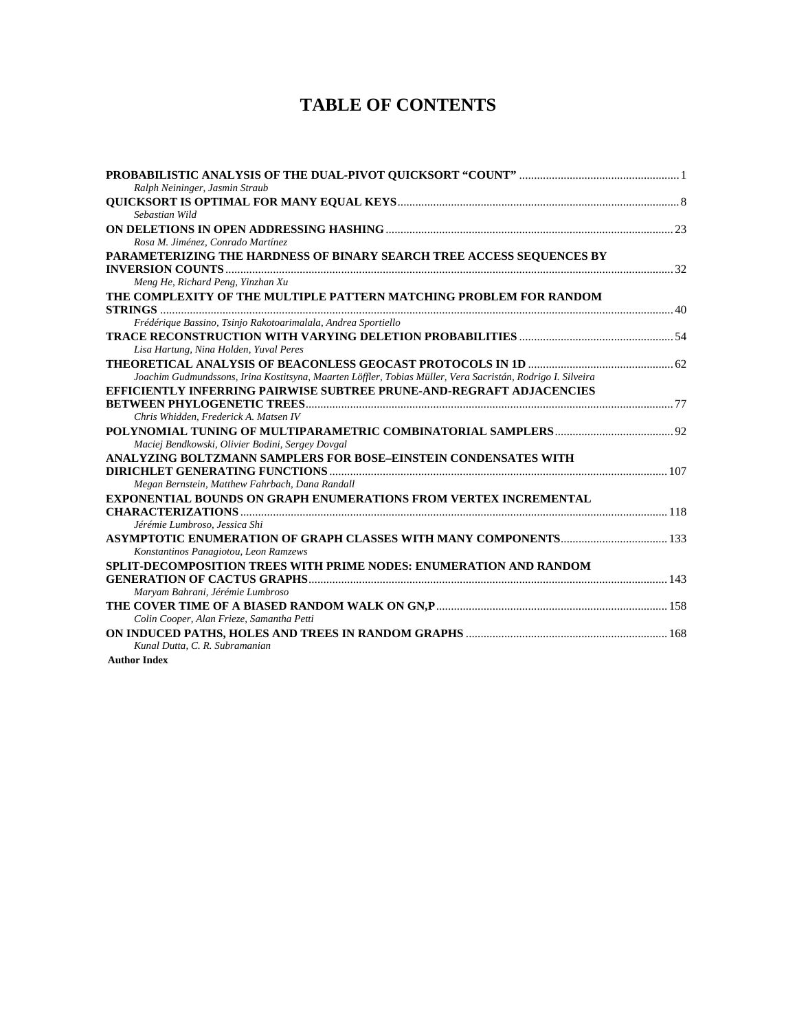# TABLE OF CONTENTS

**PROBABILISTIC ANALYSIS OF THE DUAL-PIVOT QUICKSORT "COUNT"** ..................... 1
*Ralph Neininger, Jasmin Straub*

**QUICKSORT IS OPTIMAL FOR MANY EQUAL KEYS** ..................... 8
*Sebastian Wild*

**ON DELETIONS IN OPEN ADDRESSING HASHING** ..................... 23
*Rosa M. Jiménez, Conrado Martínez*

**PARAMETERIZING THE HARDNESS OF BINARY SEARCH TREE ACCESS SEQUENCES BY INVERSION COUNTS** ..................... 32
*Meng He, Richard Peng, Yinzhan Xu*

**THE COMPLEXITY OF THE MULTIPLE PATTERN MATCHING PROBLEM FOR RANDOM STRINGS** ..................... 40
*Frédérique Bassino, Tsinjo Rakotoarimalala, Andrea Sportiello*

**TRACE RECONSTRUCTION WITH VARYING DELETION PROBABILITIES** ..................... 54
*Lisa Hartung, Nina Holden, Yuval Peres*

**THEORETICAL ANALYSIS OF BEACONLESS GEOCAST PROTOCOLS IN 1D** ..................... 62
*Joachim Gudmundssons, Irina Kostitsyna, Maarten Löffler, Tobias Müller, Vera Sacristán, Rodrigo I. Silveira*

**EFFICIENTLY INFERRING PAIRWISE SUBTREE PRUNE-AND-REGRAFT ADJACENCIES BETWEEN PHYLOGENETIC TREES** ..................... 77
*Chris Whidden, Frederick A. Matsen IV*

**POLYNOMIAL TUNING OF MULTIPARAMETRIC COMBINATORIAL SAMPLERS** ..................... 92
*Maciej Bendkowski, Olivier Bodini, Sergey Dovgal*

**ANALYZING BOLTZMANN SAMPLERS FOR BOSE–EINSTEIN CONDENSATES WITH DIRICHLET GENERATING FUNCTIONS** ..................... 107
*Megan Bernstein, Matthew Fahrbach, Dana Randall*

**EXPONENTIAL BOUNDS ON GRAPH ENUMERATIONS FROM VERTEX INCREMENTAL CHARACTERIZATIONS** ..................... 118
*Jérémie Lumbroso, Jessica Shi*

**ASYMPTOTIC ENUMERATION OF GRAPH CLASSES WITH MANY COMPONENTS** ..................... 133
*Konstantinos Panagiotou, Leon Ramzews*

**SPLIT-DECOMPOSITION TREES WITH PRIME NODES: ENUMERATION AND RANDOM GENERATION OF CACTUS GRAPHS** ..................... 143
*Maryam Bahrani, Jérémie Lumbroso*

**THE COVER TIME OF A BIASED RANDOM WALK ON GN,P** ..................... 158
*Colin Cooper, Alan Frieze, Samantha Petti*

**ON INDUCED PATHS, HOLES AND TREES IN RANDOM GRAPHS** ..................... 168
*Kunal Dutta, C. R. Subramanian*

**Author Index**